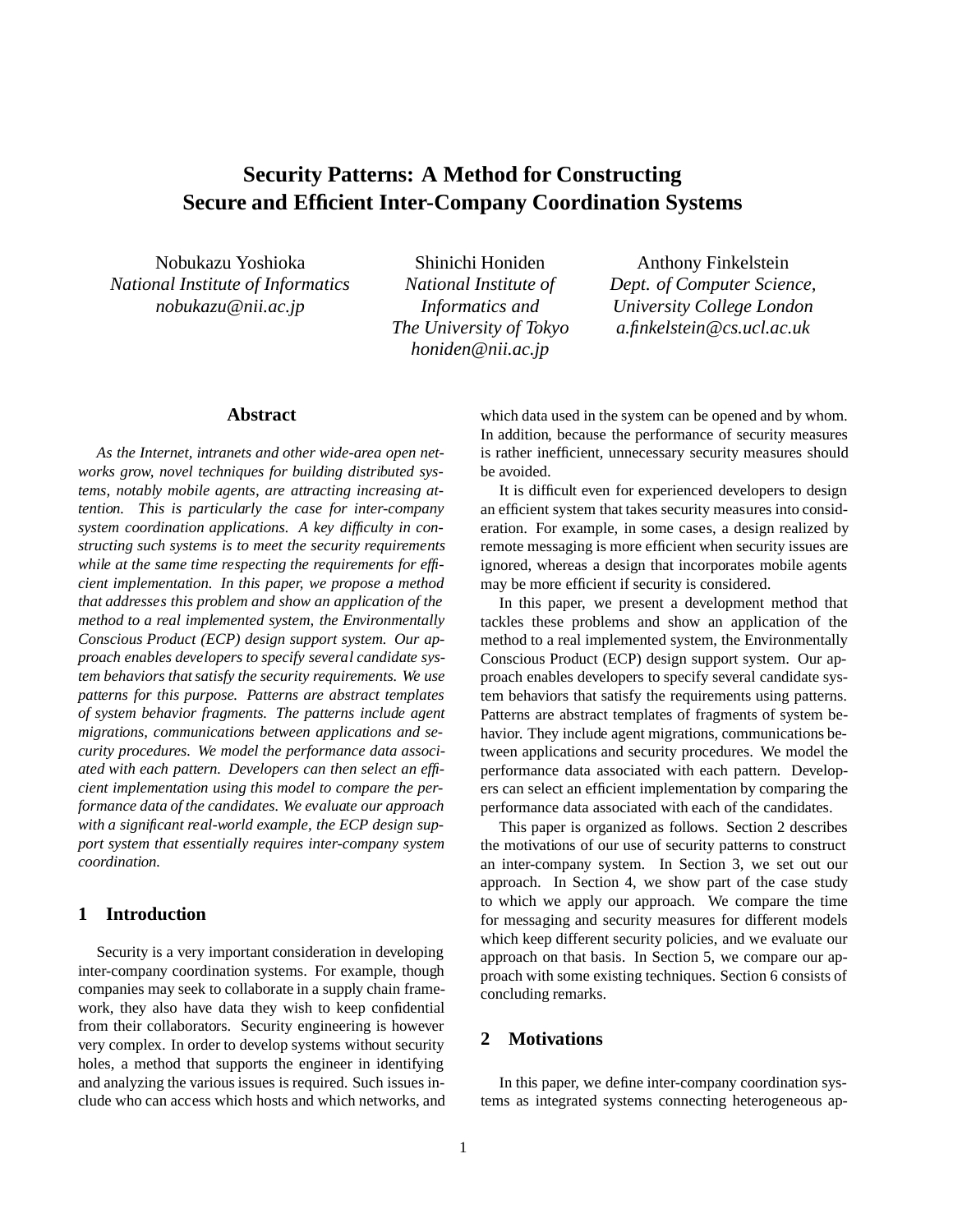# Security Patterns: A Method for Constructing Secure and Efficient Inter-Company Coordination Systems

Nobukazu Yoshioka
*National Institute of Informatics*
*nobukazu@nii.ac.jp*

Shinichi Honiden
*National Institute of Informatics and The University of Tokyo*
*honiden@nii.ac.jp*

Anthony Finkelstein
*Dept. of Computer Science, University College London*
*a.finkelstein@cs.ucl.ac.uk*

## Abstract

*As the Internet, intranets and other wide-area open networks grow, novel techniques for building distributed systems, notably mobile agents, are attracting increasing attention. This is particularly the case for inter-company system coordination applications. A key difficulty in constructing such systems is to meet the security requirements while at the same time respecting the requirements for efficient implementation. In this paper, we propose a method that addresses this problem and show an application of the method to a real implemented system, the Environmentally Conscious Product (ECP) design support system. Our approach enables developers to specify several candidate system behaviors that satisfy the security requirements. We use patterns for this purpose. Patterns are abstract templates of system behavior fragments. The patterns include agent migrations, communications between applications and security procedures. We model the performance data associated with each pattern. Developers can then select an efficient implementation using this model to compare the performance data of the candidates. We evaluate our approach with a significant real-world example, the ECP design support system that essentially requires inter-company system coordination.*

## 1 Introduction

Security is a very important consideration in developing inter-company coordination systems. For example, though companies may seek to collaborate in a supply chain framework, they also have data they wish to keep confidential from their collaborators. Security engineering is however very complex. In order to develop systems without security holes, a method that supports the engineer in identifying and analyzing the various issues is required. Such issues include who can access which hosts and which networks, and which data used in the system can be opened and by whom. In addition, because the performance of security measures is rather inefficient, unnecessary security measures should be avoided.

It is difficult even for experienced developers to design an efficient system that takes security measures into consideration. For example, in some cases, a design realized by remote messaging is more efficient when security issues are ignored, whereas a design that incorporates mobile agents may be more efficient if security is considered.

In this paper, we present a development method that tackles these problems and show an application of the method to a real implemented system, the Environmentally Conscious Product (ECP) design support system. Our approach enables developers to specify several candidate system behaviors that satisfy the requirements using patterns. Patterns are abstract templates of fragments of system behavior. They include agent migrations, communications between applications and security procedures. We model the performance data associated with each pattern. Developers can select an efficient implementation by comparing the performance data associated with each of the candidates.

This paper is organized as follows. Section 2 describes the motivations of our use of security patterns to construct an inter-company system. In Section 3, we set out our approach. In Section 4, we show part of the case study to which we apply our approach. We compare the time for messaging and security measures for different models which keep different security policies, and we evaluate our approach on that basis. In Section 5, we compare our approach with some existing techniques. Section 6 consists of concluding remarks.

## 2 Motivations

In this paper, we define inter-company coordination systems as integrated systems connecting heterogeneous ap-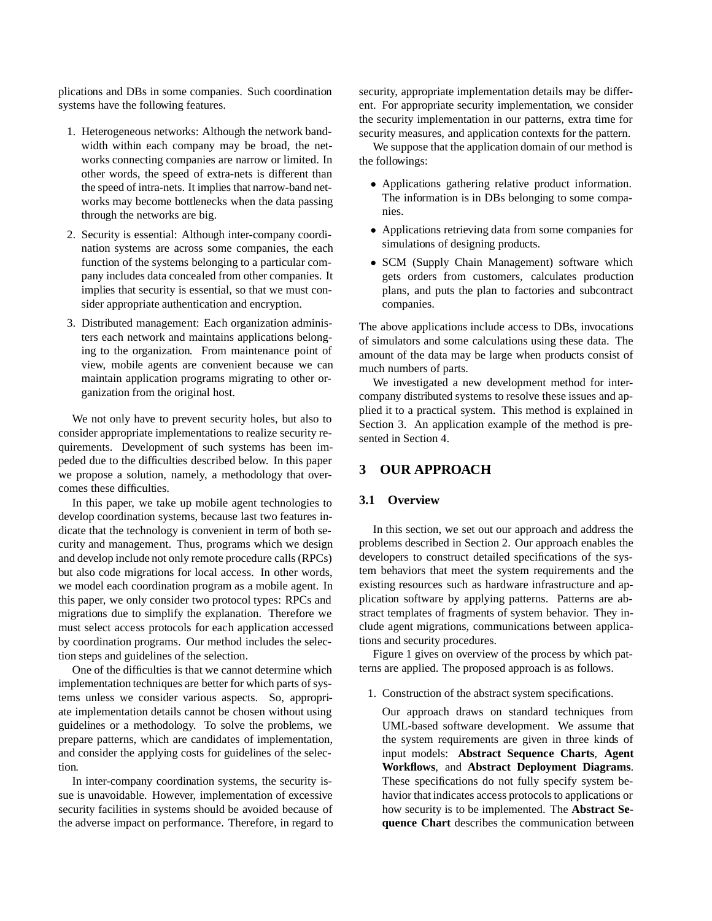plications and DBs in some companies. Such coordination systems have the following features.

1. Heterogeneous networks: Although the network bandwidth within each company may be broad, the networks connecting companies are narrow or limited. In other words, the speed of extra-nets is different than the speed of intra-nets. It implies that narrow-band networks may become bottlenecks when the data passing through the networks are big.
2. Security is essential: Although inter-company coordination systems are across some companies, the each function of the systems belonging to a particular company includes data concealed from other companies. It implies that security is essential, so that we must consider appropriate authentication and encryption.
3. Distributed management: Each organization administers each network and maintains applications belonging to the organization. From maintenance point of view, mobile agents are convenient because we can maintain application programs migrating to other organization from the original host.

We not only have to prevent security holes, but also to consider appropriate implementations to realize security requirements. Development of such systems has been impeded due to the difficulties described below. In this paper we propose a solution, namely, a methodology that overcomes these difficulties.

In this paper, we take up mobile agent technologies to develop coordination systems, because last two features indicate that the technology is convenient in term of both security and management. Thus, programs which we design and develop include not only remote procedure calls (RPCs) but also code migrations for local access. In other words, we model each coordination program as a mobile agent. In this paper, we only consider two protocol types: RPCs and migrations due to simplify the explanation. Therefore we must select access protocols for each application accessed by coordination programs. Our method includes the selection steps and guidelines of the selection.

One of the difficulties is that we cannot determine which implementation techniques are better for which parts of systems unless we consider various aspects. So, appropriate implementation details cannot be chosen without using guidelines or a methodology. To solve the problems, we prepare patterns, which are candidates of implementation, and consider the applying costs for guidelines of the selection.

In inter-company coordination systems, the security issue is unavoidable. However, implementation of excessive security facilities in systems should be avoided because of the adverse impact on performance. Therefore, in regard to security, appropriate implementation details may be different. For appropriate security implementation, we consider the security implementation in our patterns, extra time for security measures, and application contexts for the pattern.

We suppose that the application domain of our method is the followings:

- Applications gathering relative product information. The information is in DBs belonging to some companies.
- Applications retrieving data from some companies for simulations of designing products.
- SCM (Supply Chain Management) software which gets orders from customers, calculates production plans, and puts the plan to factories and subcontract companies.

The above applications include access to DBs, invocations of simulators and some calculations using these data. The amount of the data may be large when products consist of much numbers of parts.

We investigated a new development method for inter-company distributed systems to resolve these issues and applied it to a practical system. This method is explained in Section 3. An application example of the method is presented in Section 4.

## 3 OUR APPROACH

### 3.1 Overview

In this section, we set out our approach and address the problems described in Section 2. Our approach enables the developers to construct detailed specifications of the system behaviors that meet the system requirements and the existing resources such as hardware infrastructure and application software by applying patterns. Patterns are abstract templates of fragments of system behavior. They include agent migrations, communications between applications and security procedures.

Figure 1 gives on overview of the process by which patterns are applied. The proposed approach is as follows.

1. Construction of the abstract system specifications.

   Our approach draws on standard techniques from UML-based software development. We assume that the system requirements are given in three kinds of input models: **Abstract Sequence Charts**, **Agent Workflows**, and **Abstract Deployment Diagrams**. These specifications do not fully specify system behavior that indicates access protocols to applications or how security is to be implemented. The **Abstract Sequence Chart** describes the communication between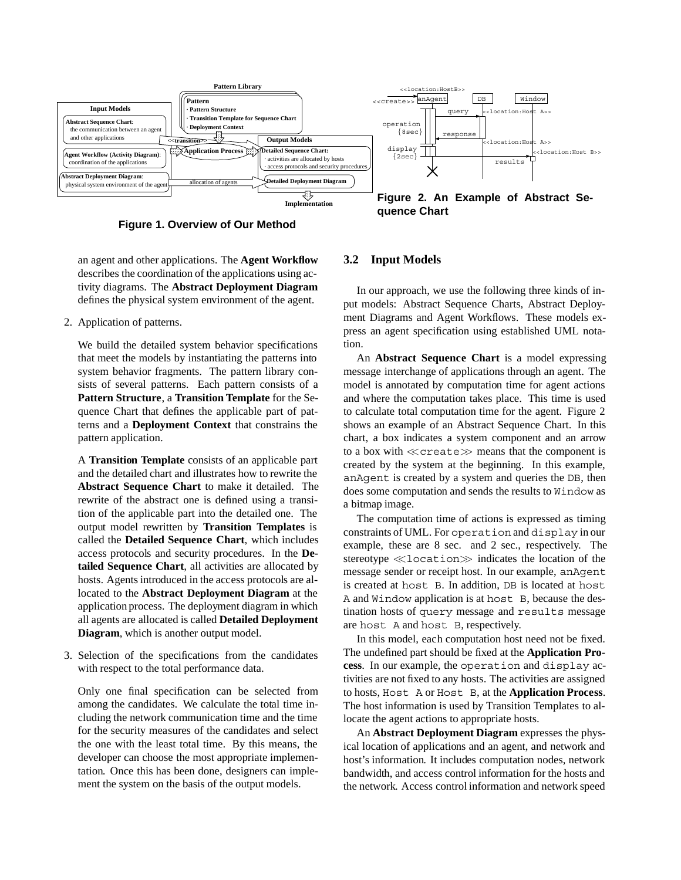Pattern Library

Input Models

Abstract Sequence Chart: the communication between an agent and other applications

Agent Workflow (Activity Diagram): coordination of the applications

Abstract Deployment Diagram: physical system environment of the agent

Pattern
· Pattern Structure
· Transition Template for Sequence Chart
· Deployment Context

<<transition>>

Application Process

Output Models

Detailed Sequence Chart:
· activities are allocated by hosts
· access protocols and security procedures

allocation of agents

Detailed Deployment Diagram

Implementation

**Figure 1. Overview of Our Method**

<<location:HostB>>
<<create>> anAgent
DB
Window
query
<<location:Host A>>
operation {8sec}
response
<<location:Host A>>
display {2sec}
<<location:Host B>>
results

**Figure 2. An Example of Abstract Sequence Chart**

an agent and other applications. The **Agent Workflow** describes the coordination of the applications using activity diagrams. The **Abstract Deployment Diagram** defines the physical system environment of the agent.

2. Application of patterns.

   We build the detailed system behavior specifications that meet the models by instantiating the patterns into system behavior fragments. The pattern library consists of several patterns. Each pattern consists of a **Pattern Structure**, a **Transition Template** for the Sequence Chart that defines the applicable part of patterns and a **Deployment Context** that constrains the pattern application.

   A **Transition Template** consists of an applicable part and the detailed chart and illustrates how to rewrite the **Abstract Sequence Chart** to make it detailed. The rewrite of the abstract one is defined using a transition of the applicable part into the detailed one. The output model rewritten by **Transition Templates** is called the **Detailed Sequence Chart**, which includes access protocols and security procedures. In the **Detailed Sequence Chart**, all activities are allocated by hosts. Agents introduced in the access protocols are allocated to the **Abstract Deployment Diagram** at the application process. The deployment diagram in which all agents are allocated is called **Detailed Deployment Diagram**, which is another output model.

3. Selection of the specifications from the candidates with respect to the total performance data.

   Only one final specification can be selected from among the candidates. We calculate the total time including the network communication time and the time for the security measures of the candidates and select the one with the least total time. By this means, the developer can choose the most appropriate implementation. Once this has been done, designers can implement the system on the basis of the output models.

### 3.2 Input Models

In our approach, we use the following three kinds of input models: Abstract Sequence Charts, Abstract Deployment Diagrams and Agent Workflows. These models express an agent specification using established UML notation.

An **Abstract Sequence Chart** is a model expressing message interchange of applications through an agent. The model is annotated by computation time for agent actions and where the computation takes place. This time is used to calculate total computation time for the agent. Figure 2 shows an example of an Abstract Sequence Chart. In this chart, a box indicates a system component and an arrow to a box with ≪create≫ means that the component is created by the system at the beginning. In this example, anAgent is created by a system and queries the DB, then does some computation and sends the results to Window as a bitmap image.

The computation time of actions is expressed as timing constraints of UML. For operation and display in our example, these are 8 sec. and 2 sec., respectively. The stereotype ≪location≫ indicates the location of the message sender or receipt host. In our example, anAgent is created at host B. In addition, DB is located at host A and Window application is at host B, because the destination hosts of query message and results message are host A and host B, respectively.

In this model, each computation host need not be fixed. The undefined part should be fixed at the **Application Process**. In our example, the operation and display activities are not fixed to any hosts. The activities are assigned to hosts, Host A or Host B, at the **Application Process**. The host information is used by Transition Templates to allocate the agent actions to appropriate hosts.

An **Abstract Deployment Diagram** expresses the physical location of applications and an agent, and network and host's information. It includes computation nodes, network bandwidth, and access control information for the hosts and the network. Access control information and network speed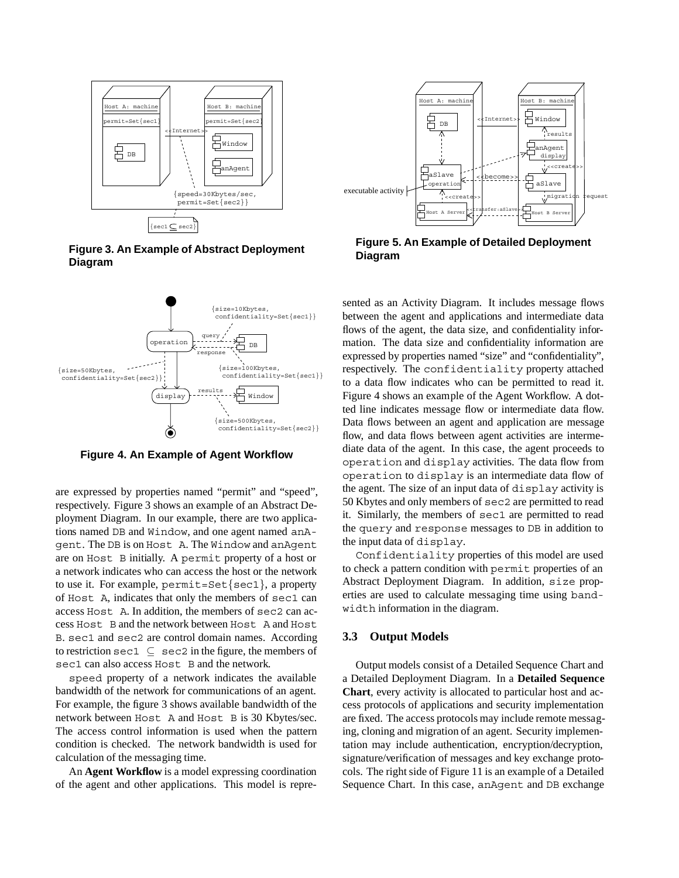Figure 3. An Example of Abstract Deployment Diagram

Figure 5. An Example of Detailed Deployment Diagram

Figure 4. An Example of Agent Workflow

are expressed by properties named "permit" and "speed", respectively. Figure 3 shows an example of an Abstract Deployment Diagram. In our example, there are two applications named DB and Window, and one agent named anAgent. The DB is on Host A. The Window and anAgent are on Host B initially. A permit property of a host or a network indicates who can access the host or the network to use it. For example, permit=Set{sec1}, a property of Host A, indicates that only the members of sec1 can access Host A. In addition, the members of sec2 can access Host B and the network between Host A and Host B. sec1 and sec2 are control domain names. According to restriction sec1 $\subseteq$ sec2 in the figure, the members of sec1 can also access Host B and the network.

speed property of a network indicates the available bandwidth of the network for communications of an agent. For example, the figure 3 shows available bandwidth of the network between Host A and Host B is 30 Kbytes/sec. The access control information is used when the pattern condition is checked. The network bandwidth is used for calculation of the messaging time.

An **Agent Workflow** is a model expressing coordination of the agent and other applications. This model is represented as an Activity Diagram. It includes message flows between the agent and applications and intermediate data flows of the agent, the data size, and confidentiality information. The data size and confidentiality information are expressed by properties named "size" and "confidentiality", respectively. The confidentiality property attached to a data flow indicates who can be permitted to read it. Figure 4 shows an example of the Agent Workflow. A dotted line indicates message flow or intermediate data flow. Data flows between an agent and application are message flow, and data flows between agent activities are intermediate data of the agent. In this case, the agent proceeds to operation and display activities. The data flow from operation to display is an intermediate data flow of the agent. The size of an input data of display activity is 50 Kbytes and only members of sec2 are permitted to read it. Similarly, the members of sec1 are permitted to read the query and response messages to DB in addition to the input data of display.

Confidentiality properties of this model are used to check a pattern condition with permit properties of an Abstract Deployment Diagram. In addition, size properties are used to calculate messaging time using bandwidth information in the diagram.

### 3.3 Output Models

Output models consist of a Detailed Sequence Chart and a Detailed Deployment Diagram. In a **Detailed Sequence Chart**, every activity is allocated to particular host and access protocols of applications and security implementation are fixed. The access protocols may include remote messaging, cloning and migration of an agent. Security implementation may include authentication, encryption/decryption, signature/verification of messages and key exchange protocols. The right side of Figure 11 is an example of a Detailed Sequence Chart. In this case, anAgent and DB exchange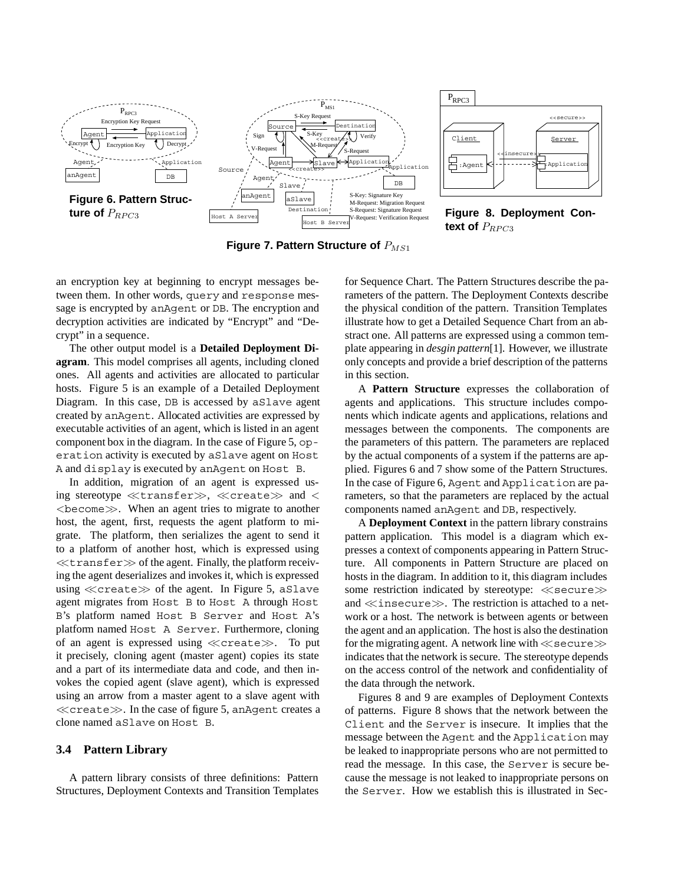Figure 6. Pattern Structure of $P_{RPC3}$

Figure 7. Pattern Structure of $P_{MS1}$

Figure 8. Deployment Context of $P_{RPC3}$

an encryption key at beginning to encrypt messages between them. In other words, query and response message is encrypted by anAgent or DB. The encryption and decryption activities are indicated by "Encrypt" and "Decrypt" in a sequence.

The other output model is a **Detailed Deployment Diagram**. This model comprises all agents, including cloned ones. All agents and activities are allocated to particular hosts. Figure 5 is an example of a Detailed Deployment Diagram. In this case, DB is accessed by aSlave agent created by anAgent. Allocated activities are expressed by executable activities of an agent, which is listed in an agent component box in the diagram. In the case of Figure 5, operation activity is executed by aSlave agent on Host A and display is executed by anAgent on Host B.

In addition, migration of an agent is expressed using stereotype ≪transfer≫, ≪create≫ and <<become≫. When an agent tries to migrate to another host, the agent, first, requests the agent platform to migrate. The platform, then serializes the agent to send it to a platform of another host, which is expressed using ≪transfer≫ of the agent. Finally, the platform receiving the agent deserializes and invokes it, which is expressed using ≪create≫ of the agent. In Figure 5, aSlave agent migrates from Host B to Host A through Host B's platform named Host B Server and Host A's platform named Host A Server. Furthermore, cloning of an agent is expressed using ≪create≫. To put it precisely, cloning agent (master agent) copies its state and a part of its intermediate data and code, and then invokes the copied agent (slave agent), which is expressed using an arrow from a master agent to a slave agent with ≪create≫. In the case of figure 5, anAgent creates a clone named aSlave on Host B.

### 3.4 Pattern Library

A pattern library consists of three definitions: Pattern Structures, Deployment Contexts and Transition Templates for Sequence Chart. The Pattern Structures describe the parameters of the pattern. The Deployment Contexts describe the physical condition of the pattern. Transition Templates illustrate how to get a Detailed Sequence Chart from an abstract one. All patterns are expressed using a common template appearing in *desgin pattern*[1]. However, we illustrate only concepts and provide a brief description of the patterns in this section.

A **Pattern Structure** expresses the collaboration of agents and applications. This structure includes components which indicate agents and applications, relations and messages between the components. The components are the parameters of this pattern. The parameters are replaced by the actual components of a system if the patterns are applied. Figures 6 and 7 show some of the Pattern Structures. In the case of Figure 6, Agent and Application are parameters, so that the parameters are replaced by the actual components named anAgent and DB, respectively.

A **Deployment Context** in the pattern library constrains pattern application. This model is a diagram which expresses a context of components appearing in Pattern Structure. All components in Pattern Structure are placed on hosts in the diagram. In addition to it, this diagram includes some restriction indicated by stereotype: ≪secure≫ and ≪insecure≫. The restriction is attached to a network or a host. The network is between agents or between the agent and an application. The host is also the destination for the migrating agent. A network line with ≪secure≫ indicates that the network is secure. The stereotype depends on the access control of the network and confidentiality of the data through the network.

Figures 8 and 9 are examples of Deployment Contexts of patterns. Figure 8 shows that the network between the Client and the Server is insecure. It implies that the message between the Agent and the Application may be leaked to inappropriate persons who are not permitted to read the message. In this case, the Server is secure because the message is not leaked to inappropriate persons on the Server. How we establish this is illustrated in Sec-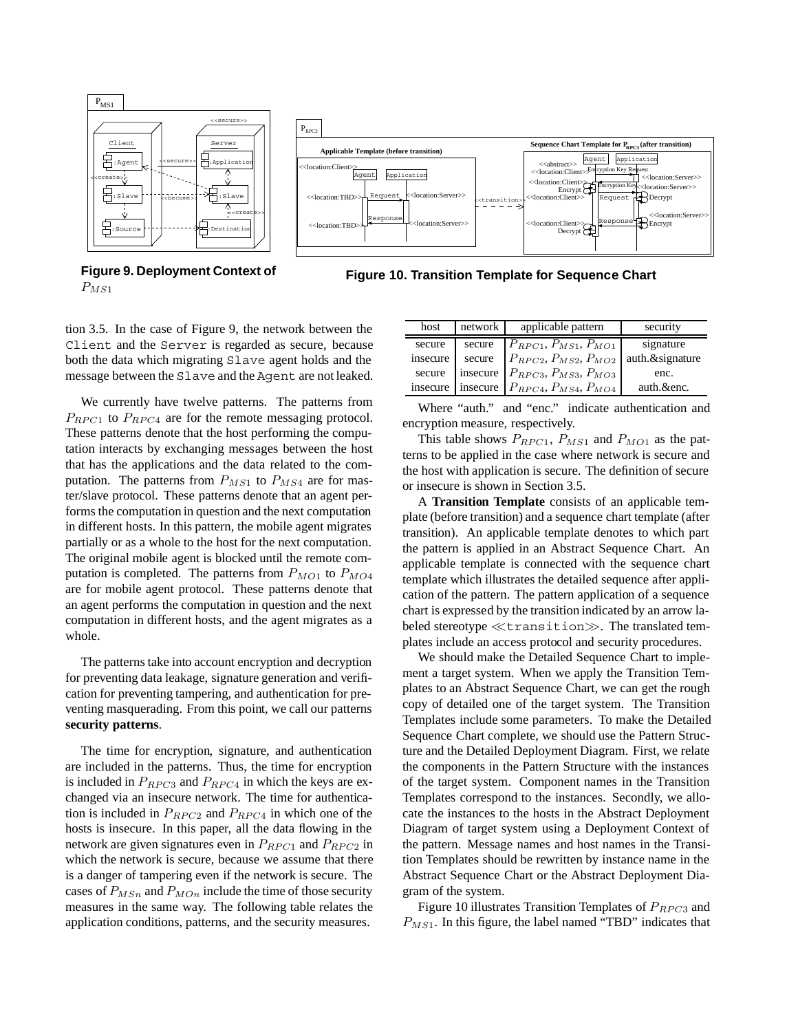**Figure 9. Deployment Context of $P_{MS1}$**

**Figure 10. Transition Template for Sequence Chart**

tion 3.5. In the case of Figure 9, the network between the Client and the Server is regarded as secure, because both the data which migrating Slave agent holds and the message between the Slave and the Agent are not leaked.

We currently have twelve patterns. The patterns from $P_{RPC1}$ to $P_{RPC4}$ are for the remote messaging protocol. These patterns denote that the host performing the computation interacts by exchanging messages between the host that has the applications and the data related to the computation. The patterns from $P_{MS1}$ to $P_{MS4}$ are for master/slave protocol. These patterns denote that an agent performs the computation in question and the next computation in different hosts. In this pattern, the mobile agent migrates partially or as a whole to the host for the next computation. The original mobile agent is blocked until the remote computation is completed. The patterns from $P_{MO1}$ to $P_{MO4}$ are for mobile agent protocol. These patterns denote that an agent performs the computation in question and the next computation in different hosts, and the agent migrates as a whole.

The patterns take into account encryption and decryption for preventing data leakage, signature generation and verification for preventing tampering, and authentication for preventing masquerading. From this point, we call our patterns **security patterns**.

The time for encryption, signature, and authentication are included in the patterns. Thus, the time for encryption is included in $P_{RPC3}$ and $P_{RPC4}$ in which the keys are exchanged via an insecure network. The time for authentication is included in $P_{RPC2}$ and $P_{RPC4}$ in which one of the hosts is insecure. In this paper, all the data flowing in the network are given signatures even in $P_{RPC1}$ and $P_{RPC2}$ in which the network is secure, because we assume that there is a danger of tampering even if the network is secure. The cases of $P_{MSn}$ and $P_{MOn}$ include the time of those security measures in the same way. The following table relates the application conditions, patterns, and the security measures.

| host | network | applicable pattern | security |
|---|---|---|---|
| secure | secure | $P_{RPC1}$, $P_{MS1}$, $P_{MO1}$ | signature |
| insecure | secure | $P_{RPC2}$, $P_{MS2}$, $P_{MO2}$ | auth.&signature |
| secure | insecure | $P_{RPC3}$, $P_{MS3}$, $P_{MO3}$ | enc. |
| insecure | insecure | $P_{RPC4}$, $P_{MS4}$, $P_{MO4}$ | auth.&enc. |

Where "auth." and "enc." indicate authentication and encryption measure, respectively.

This table shows $P_{RPC1}$, $P_{MS1}$ and $P_{MO1}$ as the patterns to be applied in the case where network is secure and the host with application is secure. The definition of secure or insecure is shown in Section 3.5.

A **Transition Template** consists of an applicable template (before transition) and a sequence chart template (after transition). An applicable template denotes to which part the pattern is applied in an Abstract Sequence Chart. An applicable template is connected with the sequence chart template which illustrates the detailed sequence after application of the pattern. The pattern application of a sequence chart is expressed by the transition indicated by an arrow labeled stereotype ≪transition≫. The translated templates include an access protocol and security procedures.

We should make the Detailed Sequence Chart to implement a target system. When we apply the Transition Templates to an Abstract Sequence Chart, we can get the rough copy of detailed one of the target system. The Transition Templates include some parameters. To make the Detailed Sequence Chart complete, we should use the Pattern Structure and the Detailed Deployment Diagram. First, we relate the components in the Pattern Structure with the instances of the target system. Component names in the Transition Templates correspond to the instances. Secondly, we allocate the instances to the hosts in the Abstract Deployment Diagram of target system using a Deployment Context of the pattern. Message names and host names in the Transition Templates should be rewritten by instance name in the Abstract Sequence Chart or the Abstract Deployment Diagram of the system.

Figure 10 illustrates Transition Templates of $P_{RPC3}$ and $P_{MS1}$. In this figure, the label named "TBD" indicates that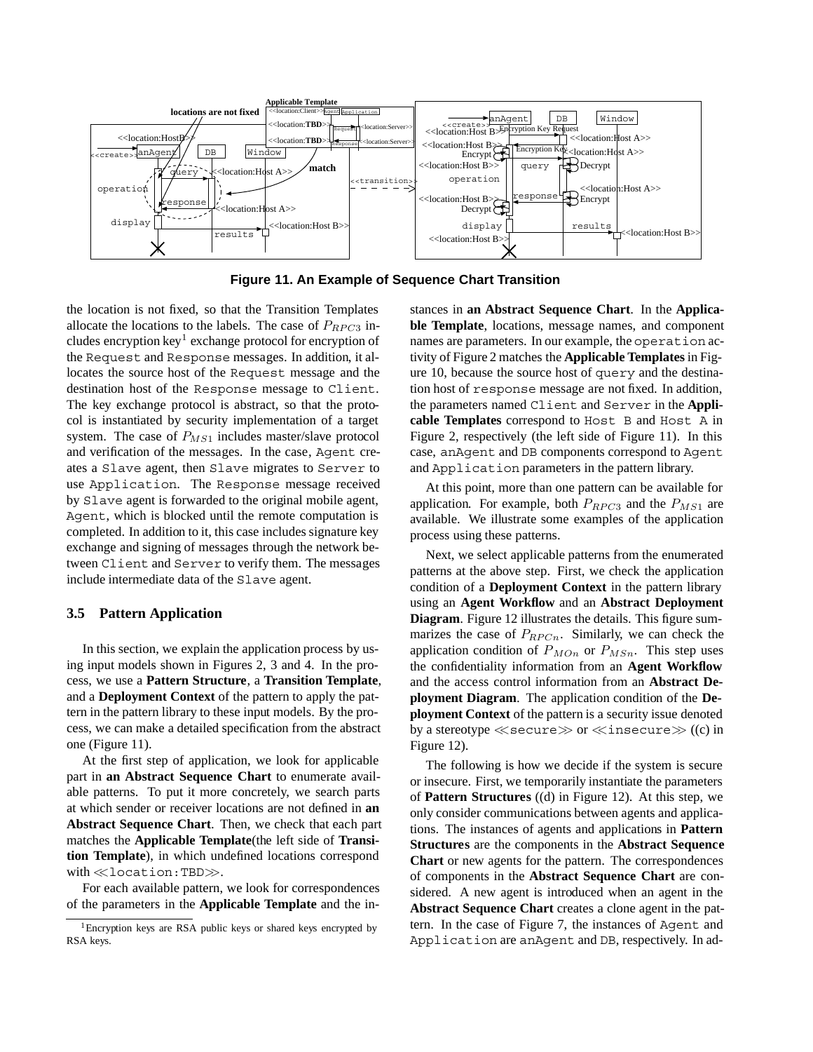Figure 11. An Example of Sequence Chart Transition

the location is not fixed, so that the Transition Templates allocate the locations to the labels. The case of $P_{RPC3}$ includes encryption key[1] exchange protocol for encryption of the Request and Response messages. In addition, it allocates the source host of the Request message and the destination host of the Response message to Client. The key exchange protocol is abstract, so that the protocol is instantiated by security implementation of a target system. The case of $P_{MS1}$ includes master/slave protocol and verification of the messages. In the case, Agent creates a Slave agent, then Slave migrates to Server to use Application. The Response message received by Slave agent is forwarded to the original mobile agent, Agent, which is blocked until the remote computation is completed. In addition to it, this case includes signature key exchange and signing of messages through the network between Client and Server to verify them. The messages include intermediate data of the Slave agent.

### 3.5 Pattern Application

In this section, we explain the application process by using input models shown in Figures 2, 3 and 4. In the process, we use a **Pattern Structure**, a **Transition Template**, and a **Deployment Context** of the pattern to apply the pattern in the pattern library to these input models. By the process, we can make a detailed specification from the abstract one (Figure 11).

At the first step of application, we look for applicable part in **an Abstract Sequence Chart** to enumerate available patterns. To put it more concretely, we search parts at which sender or receiver locations are not defined in **an Abstract Sequence Chart**. Then, we check that each part matches the **Applicable Template**(the left side of **Transition Template**), in which undefined locations correspond with ≪location:TBD≫.

For each available pattern, we look for correspondences of the parameters in the **Applicable Template** and the instances in **an Abstract Sequence Chart**. In the **Applicable Template**, locations, message names, and component names are parameters. In our example, the operation activity of Figure 2 matches the **Applicable Templates** in Figure 10, because the source host of query and the destination host of response message are not fixed. In addition, the parameters named Client and Server in the **Applicable Templates** correspond to Host B and Host A in Figure 2, respectively (the left side of Figure 11). In this case, anAgent and DB components correspond to Agent and Application parameters in the pattern library.

At this point, more than one pattern can be available for application. For example, both $P_{RPC3}$ and the $P_{MS1}$ are available. We illustrate some examples of the application process using these patterns.

Next, we select applicable patterns from the enumerated patterns at the above step. First, we check the application condition of a **Deployment Context** in the pattern library using an **Agent Workflow** and an **Abstract Deployment Diagram**. Figure 12 illustrates the details. This figure summarizes the case of $P_{RPCn}$. Similarly, we can check the application condition of $P_{MOn}$ or $P_{MSn}$. This step uses the confidentiality information from an **Agent Workflow** and the access control information from an **Abstract Deployment Diagram**. The application condition of the **Deployment Context** of the pattern is a security issue denoted by a stereotype ≪secure≫ or ≪insecure≫ ((c) in Figure 12).

The following is how we decide if the system is secure or insecure. First, we temporarily instantiate the parameters of **Pattern Structures** ((d) in Figure 12). At this step, we only consider communications between agents and applications. The instances of agents and applications in **Pattern Structures** are the components in the **Abstract Sequence Chart** or new agents for the pattern. The correspondences of components in the **Abstract Sequence Chart** are considered. A new agent is introduced when an agent in the **Abstract Sequence Chart** creates a clone agent in the pattern. In the case of Figure 7, the instances of Agent and Application are anAgent and DB, respectively. In ad-

[1] Encryption keys are RSA public keys or shared keys encrypted by RSA keys.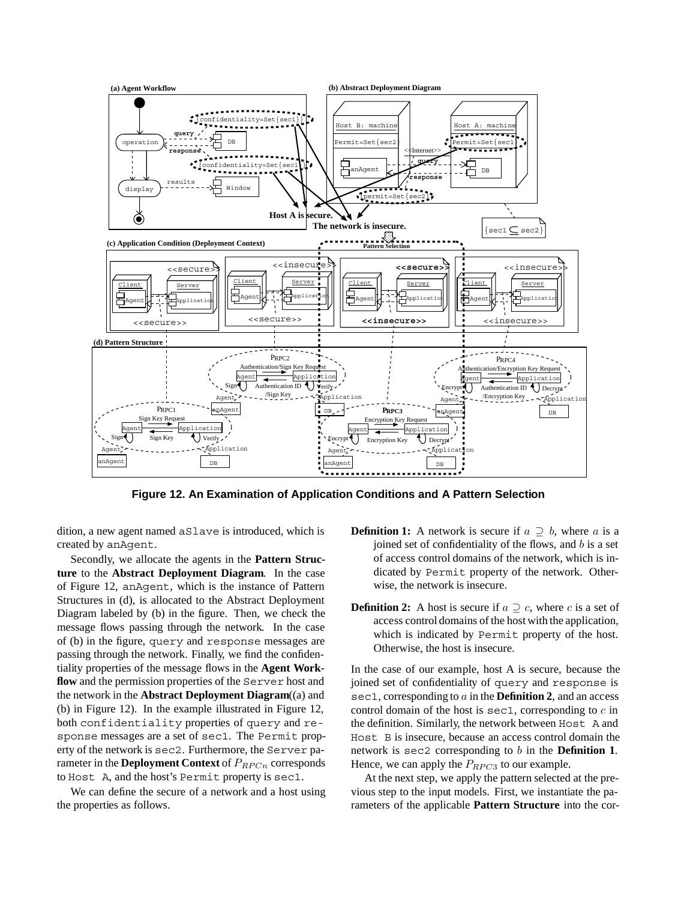**Figure 12. An Examination of Application Conditions and A Pattern Selection**

dition, a new agent named aSlave is introduced, which is created by anAgent.

Secondly, we allocate the agents in the **Pattern Structure** to the **Abstract Deployment Diagram**. In the case of Figure 12, anAgent, which is the instance of Pattern Structures in (d), is allocated to the Abstract Deployment Diagram labeled by (b) in the figure. Then, we check the message flows passing through the network. In the case of (b) in the figure, query and response messages are passing through the network. Finally, we find the confidentiality properties of the message flows in the **Agent Workflow** and the permission properties of the Server host and the network in the **Abstract Deployment Diagram**((a) and (b) in Figure 12). In the example illustrated in Figure 12, both confidentiality properties of query and response messages are a set of sec1. The Permit property of the network is sec2. Furthermore, the Server parameter in the **Deployment Context** of $P_{RPCn}$ corresponds to Host A, and the host's Permit property is sec1.

We can define the secure of a network and a host using the properties as follows.

**Definition 1:** A network is secure if $a \supseteq b$, where $a$ is a joined set of confidentiality of the flows, and $b$ is a set of access control domains of the network, which is indicated by Permit property of the network. Otherwise, the network is insecure.

**Definition 2:** A host is secure if $a \supseteq c$, where $c$ is a set of access control domains of the host with the application, which is indicated by Permit property of the host. Otherwise, the host is insecure.

In the case of our example, host A is secure, because the joined set of confidentiality of query and response is sec1, corresponding to $a$ in the **Definition 2**, and an access control domain of the host is sec1, corresponding to $c$ in the definition. Similarly, the network between Host A and Host B is insecure, because an access control domain the network is sec2 corresponding to $b$ in the **Definition 1**. Hence, we can apply the $P_{RPC3}$ to our example.

At the next step, we apply the pattern selected at the previous step to the input models. First, we instantiate the parameters of the applicable **Pattern Structure** into the cor-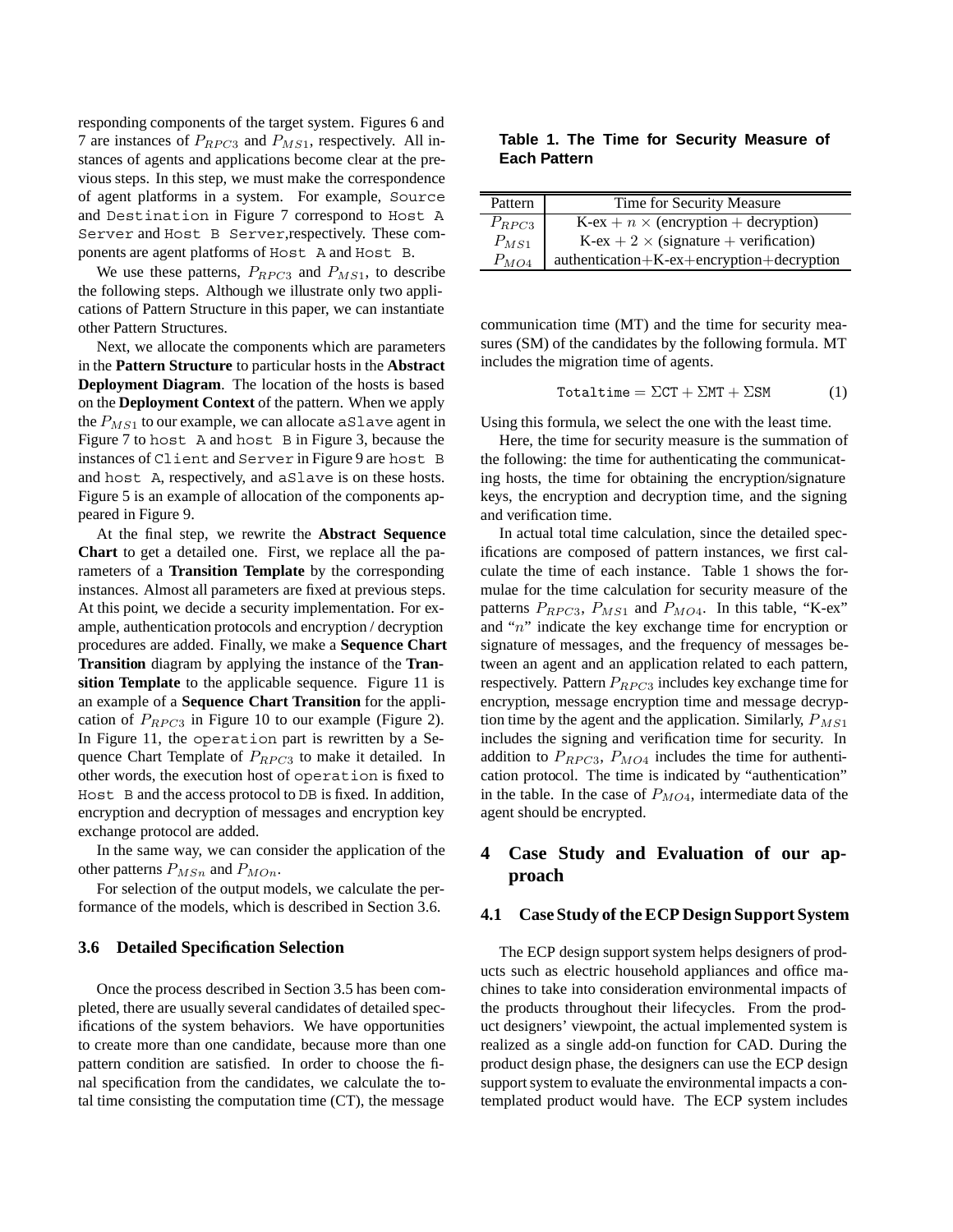responding components of the target system. Figures 6 and 7 are instances of $P_{RPC3}$ and $P_{MS1}$, respectively. All instances of agents and applications become clear at the previous steps. In this step, we must make the correspondence of agent platforms in a system. For example, `Source` and `Destination` in Figure 7 correspond to `Host A Server` and `Host B Server`,respectively. These components are agent platforms of `Host A` and `Host B`.

We use these patterns, $P_{RPC3}$ and $P_{MS1}$, to describe the following steps. Although we illustrate only two applications of Pattern Structure in this paper, we can instantiate other Pattern Structures.

Next, we allocate the components which are parameters in the **Pattern Structure** to particular hosts in the **Abstract Deployment Diagram**. The location of the hosts is based on the **Deployment Context** of the pattern. When we apply the $P_{MS1}$ to our example, we can allocate `aSlave` agent in Figure 7 to `host A` and `host B` in Figure 3, because the instances of `Client` and `Server` in Figure 9 are `host B` and `host A`, respectively, and `aSlave` is on these hosts. Figure 5 is an example of allocation of the components appeared in Figure 9.

At the final step, we rewrite the **Abstract Sequence Chart** to get a detailed one. First, we replace all the parameters of a **Transition Template** by the corresponding instances. Almost all parameters are fixed at previous steps. At this point, we decide a security implementation. For example, authentication protocols and encryption / decryption procedures are added. Finally, we make a **Sequence Chart Transition** diagram by applying the instance of the **Transition Template** to the applicable sequence. Figure 11 is an example of a **Sequence Chart Transition** for the application of $P_{RPC3}$ in Figure 10 to our example (Figure 2). In Figure 11, the `operation` part is rewritten by a Sequence Chart Template of $P_{RPC3}$ to make it detailed. In other words, the execution host of `operation` is fixed to `Host B` and the access protocol to `DB` is fixed. In addition, encryption and decryption of messages and encryption key exchange protocol are added.

In the same way, we can consider the application of the other patterns $P_{MSn}$ and $P_{MOn}$.

For selection of the output models, we calculate the performance of the models, which is described in Section 3.6.

### 3.6 Detailed Specification Selection

Once the process described in Section 3.5 has been completed, there are usually several candidates of detailed specifications of the system behaviors. We have opportunities to create more than one candidate, because more than one pattern condition are satisfied. In order to choose the final specification from the candidates, we calculate the total time consisting the computation time (CT), the message communication time (MT) and the time for security measures (SM) of the candidates by the following formula. MT includes the migration time of agents.

$$\mathtt{Totaltime} = \Sigma\mathtt{CT} + \Sigma\mathtt{MT} + \Sigma\mathtt{SM} \qquad (1)$$

Using this formula, we select the one with the least time.

Here, the time for security measure is the summation of the following: the time for authenticating the communicating hosts, the time for obtaining the encryption/signature keys, the encryption and decryption time, and the signing and verification time.

In actual total time calculation, since the detailed specifications are composed of pattern instances, we first calculate the time of each instance. Table 1 shows the formulae for the time calculation for security measure of the patterns $P_{RPC3}$, $P_{MS1}$ and $P_{MO4}$. In this table, "K-ex" and "$n$" indicate the key exchange time for encryption or signature of messages, and the frequency of messages between an agent and an application related to each pattern, respectively. Pattern $P_{RPC3}$ includes key exchange time for encryption, message encryption time and message decryption time by the agent and the application. Similarly, $P_{MS1}$ includes the signing and verification time for security. In addition to $P_{RPC3}$, $P_{MO4}$ includes the time for authentication protocol. The time is indicated by "authentication" in the table. In the case of $P_{MO4}$, intermediate data of the agent should be encrypted.

**Table 1. The Time for Security Measure of Each Pattern**

| Pattern | Time for Security Measure |
|---|---|
| $P_{RPC3}$ | K-ex $+ n \times$ (encryption $+$ decryption) |
| $P_{MS1}$ | K-ex $+ 2 \times$ (signature $+$ verification) |
| $P_{MO4}$ | authentication$+$K-ex$+$encryption$+$decryption |

## 4 Case Study and Evaluation of our approach

### 4.1 Case Study of the ECP Design Support System

The ECP design support system helps designers of products such as electric household appliances and office machines to take into consideration environmental impacts of the products throughout their lifecycles. From the product designers' viewpoint, the actual implemented system is realized as a single add-on function for CAD. During the product design phase, the designers can use the ECP design support system to evaluate the environmental impacts a contemplated product would have. The ECP system includes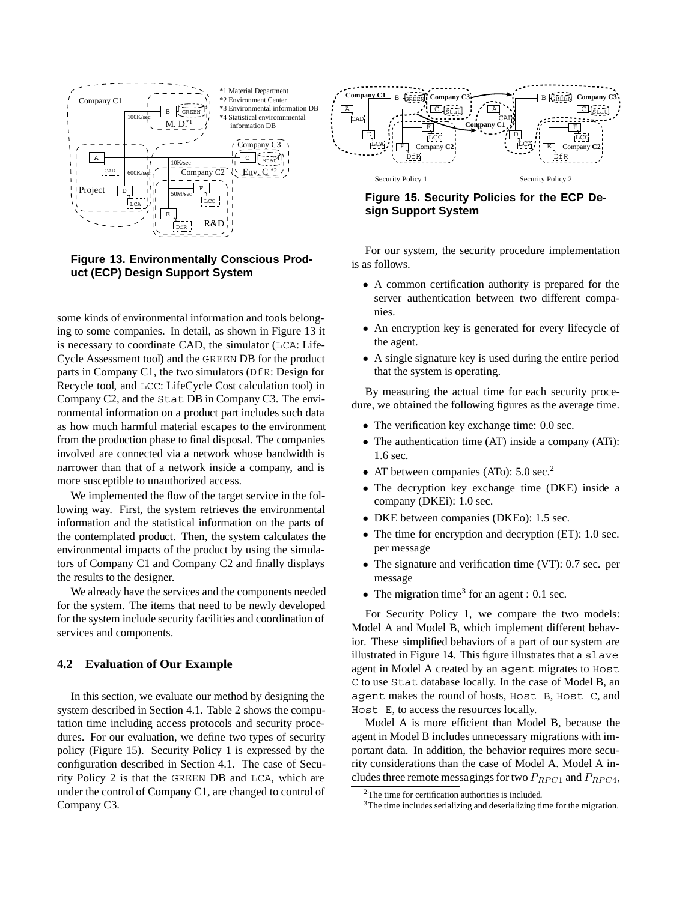Figure 13. Environmentally Conscious Product (ECP) Design Support System

Figure 15. Security Policies for the ECP Design Support System

some kinds of environmental information and tools belonging to some companies. In detail, as shown in Figure 13 it is necessary to coordinate CAD, the simulator (LCA: Life-Cycle Assessment tool) and the GREEN DB for the product parts in Company C1, the two simulators (DfR: Design for Recycle tool, and LCC: LifeCycle Cost calculation tool) in Company C2, and the Stat DB in Company C3. The environmental information on a product part includes such data as how much harmful material escapes to the environment from the production phase to final disposal. The companies involved are connected via a network whose bandwidth is narrower than that of a network inside a company, and is more susceptible to unauthorized access.

We implemented the flow of the target service in the following way. First, the system retrieves the environmental information and the statistical information on the parts of the contemplated product. Then, the system calculates the environmental impacts of the product by using the simulators of Company C1 and Company C2 and finally displays the results to the designer.

We already have the services and the components needed for the system. The items that need to be newly developed for the system include security facilities and coordination of services and components.

### 4.2 Evaluation of Our Example

In this section, we evaluate our method by designing the system described in Section 4.1. Table 2 shows the computation time including access protocols and security procedures. For our evaluation, we define two types of security policy (Figure 15). Security Policy 1 is expressed by the configuration described in Section 4.1. The case of Security Policy 2 is that the GREEN DB and LCA, which are under the control of Company C1, are changed to control of Company C3.

For our system, the security procedure implementation is as follows.

- A common certification authority is prepared for the server authentication between two different companies.
- An encryption key is generated for every lifecycle of the agent.
- A single signature key is used during the entire period that the system is operating.

By measuring the actual time for each security procedure, we obtained the following figures as the average time.

- The verification key exchange time: 0.0 sec.
- The authentication time (AT) inside a company (ATi): 1.6 sec.
- AT between companies (ATo): 5.0 sec.[2]
- The decryption key exchange time (DKE) inside a company (DKEi): 1.0 sec.
- DKE between companies (DKEo): 1.5 sec.
- The time for encryption and decryption (ET): 1.0 sec. per message
- The signature and verification time (VT): 0.7 sec. per message
- The migration time[3] for an agent : 0.1 sec.

For Security Policy 1, we compare the two models: Model A and Model B, which implement different behavior. These simplified behaviors of a part of our system are illustrated in Figure 14. This figure illustrates that a slave agent in Model A created by an agent migrates to Host C to use Stat database locally. In the case of Model B, an agent makes the round of hosts, Host B, Host C, and Host E, to access the resources locally.

Model A is more efficient than Model B, because the agent in Model B includes unnecessary migrations with important data. In addition, the behavior requires more security considerations than the case of Model A. Model A includes three remote messagings for two $P_{RPC1}$ and $P_{RPC4}$,

[2] The time for certification authorities is included.

[3] The time includes serializing and deserializing time for the migration.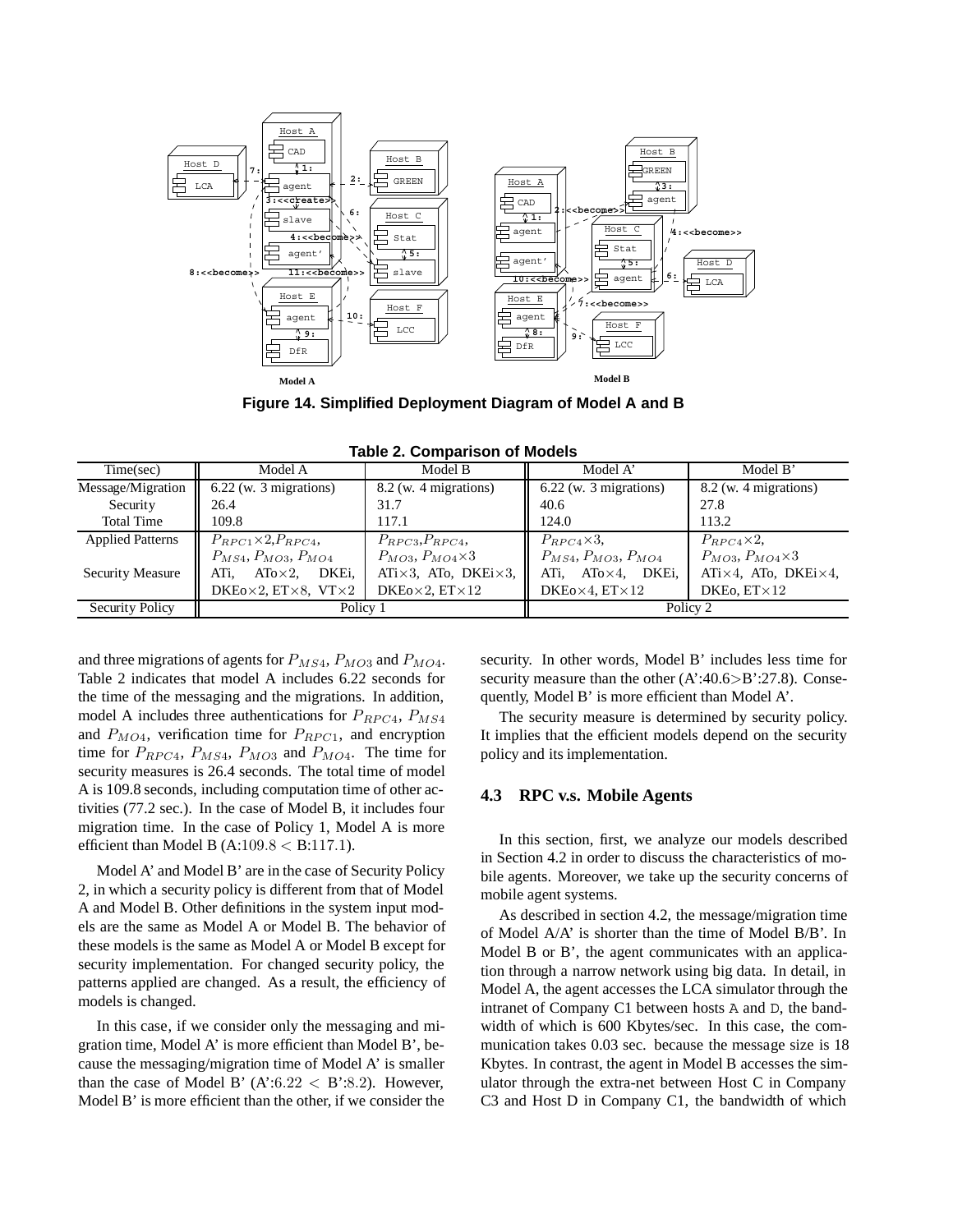**Figure 14. Simplified Deployment Diagram of Model A and B**

**Table 2. Comparison of Models**

| Time(sec) | Model A | Model B | Model A' | Model B' |
|---|---|---|---|---|
| Message/Migration | 6.22 (w. 3 migrations) | 8.2 (w. 4 migrations) | 6.22 (w. 3 migrations) | 8.2 (w. 4 migrations) |
| Security | 26.4 | 31.7 | 40.6 | 27.8 |
| Total Time | 109.8 | 117.1 | 124.0 | 113.2 |
| Applied Patterns | $P_{RPC1}\times 2$,$P_{RPC4}$, $P_{MS4}$, $P_{MO3}$, $P_{MO4}$ | $P_{RPC3}$,$P_{RPC4}$, $P_{MO3}$, $P_{MO4}\times 3$ | $P_{RPC4}\times 3$, $P_{MS4}$, $P_{MO3}$, $P_{MO4}$ | $P_{RPC4}\times 2$, $P_{MO3}$, $P_{MO4}\times 3$ |
| Security Measure | ATi, ATo×2, DKEi, DKEo×2, ET×8, VT×2 | ATi×3, ATo, DKEi×3, DKEo×2, ET×12 | ATi, ATo×4, DKEi, DKEo×4, ET×12 | ATi×4, ATo, DKEi×4, DKEo, ET×12 |
| Security Policy | Policy 1 | | Policy 2 | |

and three migrations of agents for $P_{MS4}$, $P_{MO3}$ and $P_{MO4}$. Table 2 indicates that model A includes 6.22 seconds for the time of the messaging and the migrations. In addition, model A includes three authentications for $P_{RPC4}$, $P_{MS4}$ and $P_{MO4}$, verification time for $P_{RPC1}$, and encryption time for $P_{RPC4}$, $P_{MS4}$, $P_{MO3}$ and $P_{MO4}$. The time for security measures is 26.4 seconds. The total time of model A is 109.8 seconds, including computation time of other activities (77.2 sec.). In the case of Model B, it includes four migration time. In the case of Policy 1, Model A is more efficient than Model B (A:$109.8 <$ B:$117.1$).

Model A' and Model B' are in the case of Security Policy 2, in which a security policy is different from that of Model A and Model B. Other definitions in the system input models are the same as Model A or Model B. The behavior of these models is the same as Model A or Model B except for security implementation. For changed security policy, the patterns applied are changed. As a result, the efficiency of models is changed.

In this case, if we consider only the messaging and migration time, Model A' is more efficient than Model B', because the messaging/migration time of Model A' is smaller than the case of Model B' (A':$6.22 <$ B':$8.2$). However, Model B' is more efficient than the other, if we consider the security. In other words, Model B' includes less time for security measure than the other (A':40.6>B':27.8). Consequently, Model B' is more efficient than Model A'.

The security measure is determined by security policy. It implies that the efficient models depend on the security policy and its implementation.

## 4.3 RPC v.s. Mobile Agents

In this section, first, we analyze our models described in Section 4.2 in order to discuss the characteristics of mobile agents. Moreover, we take up the security concerns of mobile agent systems.

As described in section 4.2, the message/migration time of Model A/A' is shorter than the time of Model B/B'. In Model B or B', the agent communicates with an application through a narrow network using big data. In detail, in Model A, the agent accesses the LCA simulator through the intranet of Company C1 between hosts A and D, the bandwidth of which is 600 Kbytes/sec. In this case, the communication takes 0.03 sec. because the message size is 18 Kbytes. In contrast, the agent in Model B accesses the simulator through the extra-net between Host C in Company C3 and Host D in Company C1, the bandwidth of which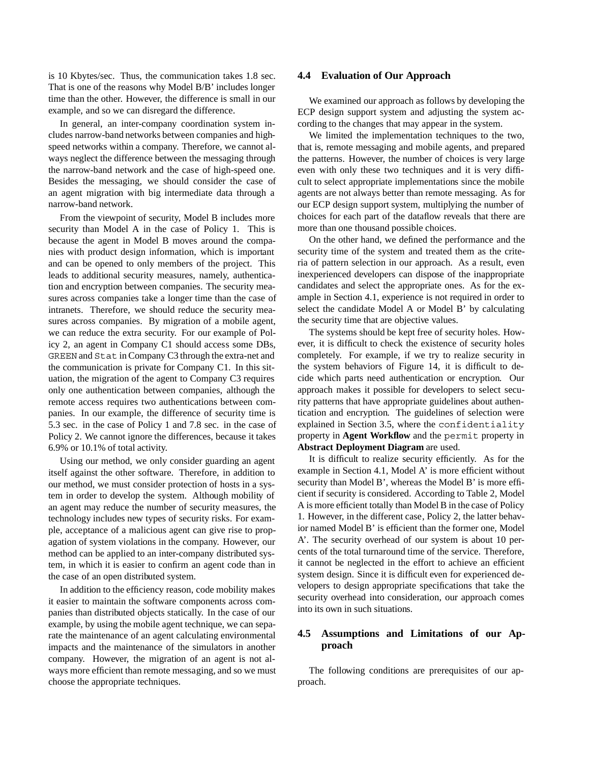is 10 Kbytes/sec. Thus, the communication takes 1.8 sec. That is one of the reasons why Model B/B' includes longer time than the other. However, the difference is small in our example, and so we can disregard the difference.

In general, an inter-company coordination system includes narrow-band networks between companies and high-speed networks within a company. Therefore, we cannot always neglect the difference between the messaging through the narrow-band network and the case of high-speed one. Besides the messaging, we should consider the case of an agent migration with big intermediate data through a narrow-band network.

From the viewpoint of security, Model B includes more security than Model A in the case of Policy 1. This is because the agent in Model B moves around the companies with product design information, which is important and can be opened to only members of the project. This leads to additional security measures, namely, authentication and encryption between companies. The security measures across companies take a longer time than the case of intranets. Therefore, we should reduce the security measures across companies. By migration of a mobile agent, we can reduce the extra security. For our example of Policy 2, an agent in Company C1 should access some DBs, `GREEN` and `Stat` in Company C3 through the extra-net and the communication is private for Company C1. In this situation, the migration of the agent to Company C3 requires only one authentication between companies, although the remote access requires two authentications between companies. In our example, the difference of security time is 5.3 sec. in the case of Policy 1 and 7.8 sec. in the case of Policy 2. We cannot ignore the differences, because it takes 6.9% or 10.1% of total activity.

Using our method, we only consider guarding an agent itself against the other software. Therefore, in addition to our method, we must consider protection of hosts in a system in order to develop the system. Although mobility of an agent may reduce the number of security measures, the technology includes new types of security risks. For example, acceptance of a malicious agent can give rise to propagation of system violations in the company. However, our method can be applied to an inter-company distributed system, in which it is easier to confirm an agent code than in the case of an open distributed system.

In addition to the efficiency reason, code mobility makes it easier to maintain the software components across companies than distributed objects statically. In the case of our example, by using the mobile agent technique, we can separate the maintenance of an agent calculating environmental impacts and the maintenance of the simulators in another company. However, the migration of an agent is not always more efficient than remote messaging, and so we must choose the appropriate techniques.

## 4.4 Evaluation of Our Approach

We examined our approach as follows by developing the ECP design support system and adjusting the system according to the changes that may appear in the system.

We limited the implementation techniques to the two, that is, remote messaging and mobile agents, and prepared the patterns. However, the number of choices is very large even with only these two techniques and it is very difficult to select appropriate implementations since the mobile agents are not always better than remote messaging. As for our ECP design support system, multiplying the number of choices for each part of the dataflow reveals that there are more than one thousand possible choices.

On the other hand, we defined the performance and the security time of the system and treated them as the criteria of pattern selection in our approach. As a result, even inexperienced developers can dispose of the inappropriate candidates and select the appropriate ones. As for the example in Section 4.1, experience is not required in order to select the candidate Model A or Model B' by calculating the security time that are objective values.

The systems should be kept free of security holes. However, it is difficult to check the existence of security holes completely. For example, if we try to realize security in the system behaviors of Figure 14, it is difficult to decide which parts need authentication or encryption. Our approach makes it possible for developers to select security patterns that have appropriate guidelines about authentication and encryption. The guidelines of selection were explained in Section 3.5, where the `confidentiality` property in **Agent Workflow** and the `permit` property in **Abstract Deployment Diagram** are used.

It is difficult to realize security efficiently. As for the example in Section 4.1, Model A' is more efficient without security than Model B', whereas the Model B' is more efficient if security is considered. According to Table 2, Model A is more efficient totally than Model B in the case of Policy 1. However, in the different case, Policy 2, the latter behavior named Model B' is efficient than the former one, Model A'. The security overhead of our system is about 10 percents of the total turnaround time of the service. Therefore, it cannot be neglected in the effort to achieve an efficient system design. Since it is difficult even for experienced developers to design appropriate specifications that take the security overhead into consideration, our approach comes into its own in such situations.

## 4.5 Assumptions and Limitations of our Approach

The following conditions are prerequisites of our approach.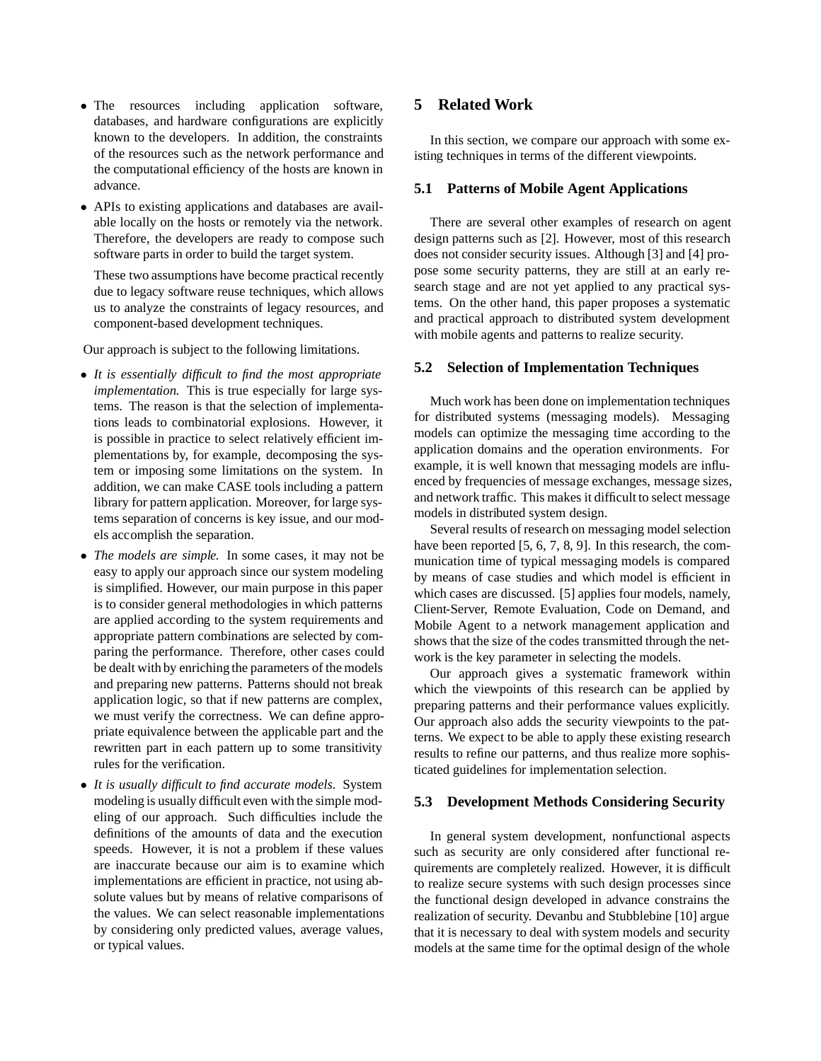- The resources including application software, databases, and hardware configurations are explicitly known to the developers. In addition, the constraints of the resources such as the network performance and the computational efficiency of the hosts are known in advance.
- APIs to existing applications and databases are available locally on the hosts or remotely via the network. Therefore, the developers are ready to compose such software parts in order to build the target system.

  These two assumptions have become practical recently due to legacy software reuse techniques, which allows us to analyze the constraints of legacy resources, and component-based development techniques.

Our approach is subject to the following limitations.

- *It is essentially difficult to find the most appropriate implementation.* This is true especially for large systems. The reason is that the selection of implementations leads to combinatorial explosions. However, it is possible in practice to select relatively efficient implementations by, for example, decomposing the system or imposing some limitations on the system. In addition, we can make CASE tools including a pattern library for pattern application. Moreover, for large systems separation of concerns is key issue, and our models accomplish the separation.
- *The models are simple.* In some cases, it may not be easy to apply our approach since our system modeling is simplified. However, our main purpose in this paper is to consider general methodologies in which patterns are applied according to the system requirements and appropriate pattern combinations are selected by comparing the performance. Therefore, other cases could be dealt with by enriching the parameters of the models and preparing new patterns. Patterns should not break application logic, so that if new patterns are complex, we must verify the correctness. We can define appropriate equivalence between the applicable part and the rewritten part in each pattern up to some transitivity rules for the verification.
- *It is usually difficult to find accurate models.* System modeling is usually difficult even with the simple modeling of our approach. Such difficulties include the definitions of the amounts of data and the execution speeds. However, it is not a problem if these values are inaccurate because our aim is to examine which implementations are efficient in practice, not using absolute values but by means of relative comparisons of the values. We can select reasonable implementations by considering only predicted values, average values, or typical values.

## 5 Related Work

In this section, we compare our approach with some existing techniques in terms of the different viewpoints.

### 5.1 Patterns of Mobile Agent Applications

There are several other examples of research on agent design patterns such as [2]. However, most of this research does not consider security issues. Although [3] and [4] propose some security patterns, they are still at an early research stage and are not yet applied to any practical systems. On the other hand, this paper proposes a systematic and practical approach to distributed system development with mobile agents and patterns to realize security.

### 5.2 Selection of Implementation Techniques

Much work has been done on implementation techniques for distributed systems (messaging models). Messaging models can optimize the messaging time according to the application domains and the operation environments. For example, it is well known that messaging models are influenced by frequencies of message exchanges, message sizes, and network traffic. This makes it difficult to select message models in distributed system design.

Several results of research on messaging model selection have been reported [5, 6, 7, 8, 9]. In this research, the communication time of typical messaging models is compared by means of case studies and which model is efficient in which cases are discussed. [5] applies four models, namely, Client-Server, Remote Evaluation, Code on Demand, and Mobile Agent to a network management application and shows that the size of the codes transmitted through the network is the key parameter in selecting the models.

Our approach gives a systematic framework within which the viewpoints of this research can be applied by preparing patterns and their performance values explicitly. Our approach also adds the security viewpoints to the patterns. We expect to be able to apply these existing research results to refine our patterns, and thus realize more sophisticated guidelines for implementation selection.

### 5.3 Development Methods Considering Security

In general system development, nonfunctional aspects such as security are only considered after functional requirements are completely realized. However, it is difficult to realize secure systems with such design processes since the functional design developed in advance constrains the realization of security. Devanbu and Stubblebine [10] argue that it is necessary to deal with system models and security models at the same time for the optimal design of the whole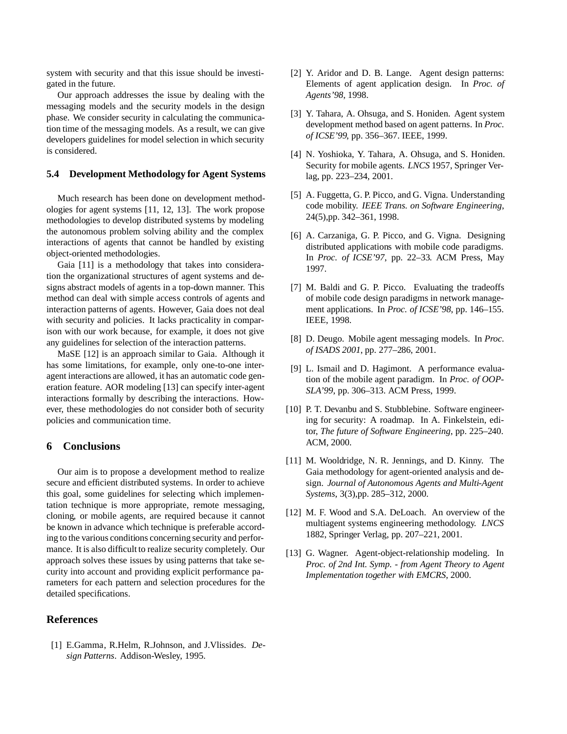system with security and that this issue should be investigated in the future.

Our approach addresses the issue by dealing with the messaging models and the security models in the design phase. We consider security in calculating the communication time of the messaging models. As a result, we can give developers guidelines for model selection in which security is considered.

### 5.4 Development Methodology for Agent Systems

Much research has been done on development methodologies for agent systems [11, 12, 13]. The work propose methodologies to develop distributed systems by modeling the autonomous problem solving ability and the complex interactions of agents that cannot be handled by existing object-oriented methodologies.

Gaia [11] is a methodology that takes into consideration the organizational structures of agent systems and designs abstract models of agents in a top-down manner. This method can deal with simple access controls of agents and interaction patterns of agents. However, Gaia does not deal with security and policies. It lacks practicality in comparison with our work because, for example, it does not give any guidelines for selection of the interaction patterns.

MaSE [12] is an approach similar to Gaia. Although it has some limitations, for example, only one-to-one interagent interactions are allowed, it has an automatic code generation feature. AOR modeling [13] can specify inter-agent interactions formally by describing the interactions. However, these methodologies do not consider both of security policies and communication time.

## 6 Conclusions

Our aim is to propose a development method to realize secure and efficient distributed systems. In order to achieve this goal, some guidelines for selecting which implementation technique is more appropriate, remote messaging, cloning, or mobile agents, are required because it cannot be known in advance which technique is preferable according to the various conditions concerning security and performance. It is also difficult to realize security completely. Our approach solves these issues by using patterns that take security into account and providing explicit performance parameters for each pattern and selection procedures for the detailed specifications.

## References

[1] E.Gamma, R.Helm, R.Johnson, and J.Vlissides. *Design Patterns*. Addison-Wesley, 1995.

[2] Y. Aridor and D. B. Lange. Agent design patterns: Elements of agent application design. In *Proc. of Agents'98*, 1998.

[3] Y. Tahara, A. Ohsuga, and S. Honiden. Agent system development method based on agent patterns. In *Proc. of ICSE'99*, pp. 356–367. IEEE, 1999.

[4] N. Yoshioka, Y. Tahara, A. Ohsuga, and S. Honiden. Security for mobile agents. *LNCS* 1957, Springer Verlag, pp. 223–234, 2001.

[5] A. Fuggetta, G. P. Picco, and G. Vigna. Understanding code mobility. *IEEE Trans. on Software Engineering*, 24(5),pp. 342–361, 1998.

[6] A. Carzaniga, G. P. Picco, and G. Vigna. Designing distributed applications with mobile code paradigms. In *Proc. of ICSE'97*, pp. 22–33. ACM Press, May 1997.

[7] M. Baldi and G. P. Picco. Evaluating the tradeoffs of mobile code design paradigms in network management applications. In *Proc. of ICSE'98*, pp. 146–155. IEEE, 1998.

[8] D. Deugo. Mobile agent messaging models. In *Proc. of ISADS 2001*, pp. 277–286, 2001.

[9] L. Ismail and D. Hagimont. A performance evaluation of the mobile agent paradigm. In *Proc. of OOPSLA'99*, pp. 306–313. ACM Press, 1999.

[10] P. T. Devanbu and S. Stubblebine. Software engineering for security: A roadmap. In A. Finkelstein, editor, *The future of Software Engineering*, pp. 225–240. ACM, 2000.

[11] M. Wooldridge, N. R. Jennings, and D. Kinny. The Gaia methodology for agent-oriented analysis and design. *Journal of Autonomous Agents and Multi-Agent Systems*, 3(3),pp. 285–312, 2000.

[12] M. F. Wood and S.A. DeLoach. An overview of the multiagent systems engineering methodology. *LNCS* 1882, Springer Verlag, pp. 207–221, 2001.

[13] G. Wagner. Agent-object-relationship modeling. In *Proc. of 2nd Int. Symp. - from Agent Theory to Agent Implementation together with EMCRS*, 2000.